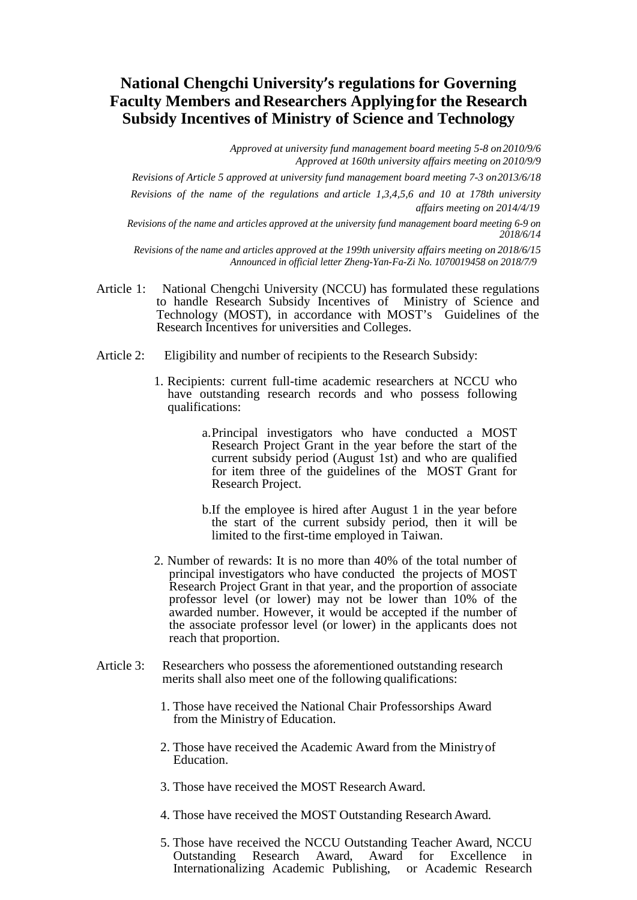# National Chengchi University's regulations for Governing Faculty Members and Researchers Applying for the Research Subsidy Incentives of Ministry of Science and Technology

*Approved at university fund management board meeting 5-8 on 2010/9/6*
*Approved at 160th university affairs meeting on 2010/9/9*

*Revisions of Article 5 approved at university fund management board meeting 7-3 on 2013/6/18*

*Revisions of the name of the regulations and article 1,3,4,5,6 and 10 at 178th university affairs meeting on 2014/4/19*

*Revisions of the name and articles approved at the university fund management board meeting 6-9 on 2018/6/14*

*Revisions of the name and articles approved at the 199th university affairs meeting on 2018/6/15*
*Announced in official letter Zheng-Yan-Fa-Zi No. 1070019458 on 2018/7/9*

Article 1: National Chengchi University (NCCU) has formulated these regulations to handle Research Subsidy Incentives of Ministry of Science and Technology (MOST), in accordance with MOST's Guidelines of the Research Incentives for universities and Colleges.

Article 2: Eligibility and number of recipients to the Research Subsidy:

1. Recipients: current full-time academic researchers at NCCU who have outstanding research records and who possess following qualifications:

   a. Principal investigators who have conducted a MOST Research Project Grant in the year before the start of the current subsidy period (August 1st) and who are qualified for item three of the guidelines of the MOST Grant for Research Project.

   b. If the employee is hired after August 1 in the year before the start of the current subsidy period, then it will be limited to the first-time employed in Taiwan.

2. Number of rewards: It is no more than 40% of the total number of principal investigators who have conducted the projects of MOST Research Project Grant in that year, and the proportion of associate professor level (or lower) may not be lower than 10% of the awarded number. However, it would be accepted if the number of the associate professor level (or lower) in the applicants does not reach that proportion.

Article 3: Researchers who possess the aforementioned outstanding research merits shall also meet one of the following qualifications:

1. Those have received the National Chair Professorships Award from the Ministry of Education.
2. Those have received the Academic Award from the Ministry of Education.
3. Those have received the MOST Research Award.
4. Those have received the MOST Outstanding Research Award.
5. Those have received the NCCU Outstanding Teacher Award, NCCU Outstanding Research Award, Award for Excellence in Internationalizing Academic Publishing, or Academic Research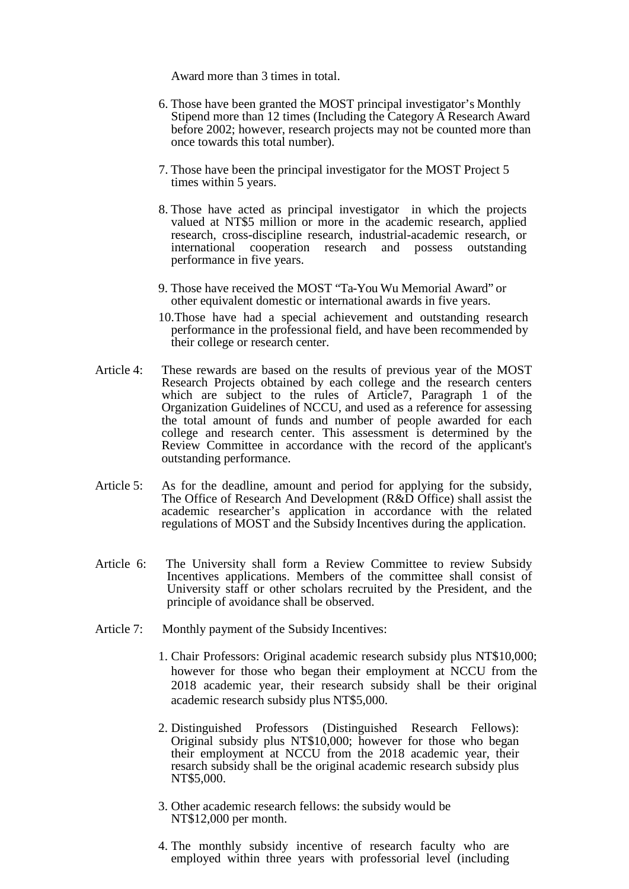Award more than 3 times in total.

6. Those have been granted the MOST principal investigator's Monthly Stipend more than 12 times (Including the Category A Research Award before 2002; however, research projects may not be counted more than once towards this total number).

7. Those have been the principal investigator for the MOST Project 5 times within 5 years.

8. Those have acted as principal investigator in which the projects valued at NT$5 million or more in the academic research, applied research, cross-discipline research, industrial-academic research, or international cooperation research and possess outstanding performance in five years.

9. Those have received the MOST "Ta-You Wu Memorial Award" or other equivalent domestic or international awards in five years.

10. Those have had a special achievement and outstanding research performance in the professional field, and have been recommended by their college or research center.

Article 4: These rewards are based on the results of previous year of the MOST Research Projects obtained by each college and the research centers which are subject to the rules of Article7, Paragraph 1 of the Organization Guidelines of NCCU, and used as a reference for assessing the total amount of funds and number of people awarded for each college and research center. This assessment is determined by the Review Committee in accordance with the record of the applicant's outstanding performance.

Article 5: As for the deadline, amount and period for applying for the subsidy, The Office of Research And Development (R&D Office) shall assist the academic researcher's application in accordance with the related regulations of MOST and the Subsidy Incentives during the application.

Article 6: The University shall form a Review Committee to review Subsidy Incentives applications. Members of the committee shall consist of University staff or other scholars recruited by the President, and the principle of avoidance shall be observed.

Article 7: Monthly payment of the Subsidy Incentives:

1. Chair Professors: Original academic research subsidy plus NT$10,000; however for those who began their employment at NCCU from the 2018 academic year, their research subsidy shall be their original academic research subsidy plus NT$5,000.

2. Distinguished Professors (Distinguished Research Fellows): Original subsidy plus NT$10,000; however for those who began their employment at NCCU from the 2018 academic year, their resarch subsidy shall be the original academic research subsidy plus NT$5,000.

3. Other academic research fellows: the subsidy would be NT$12,000 per month.

4. The monthly subsidy incentive of research faculty who are employed within three years with professorial level (including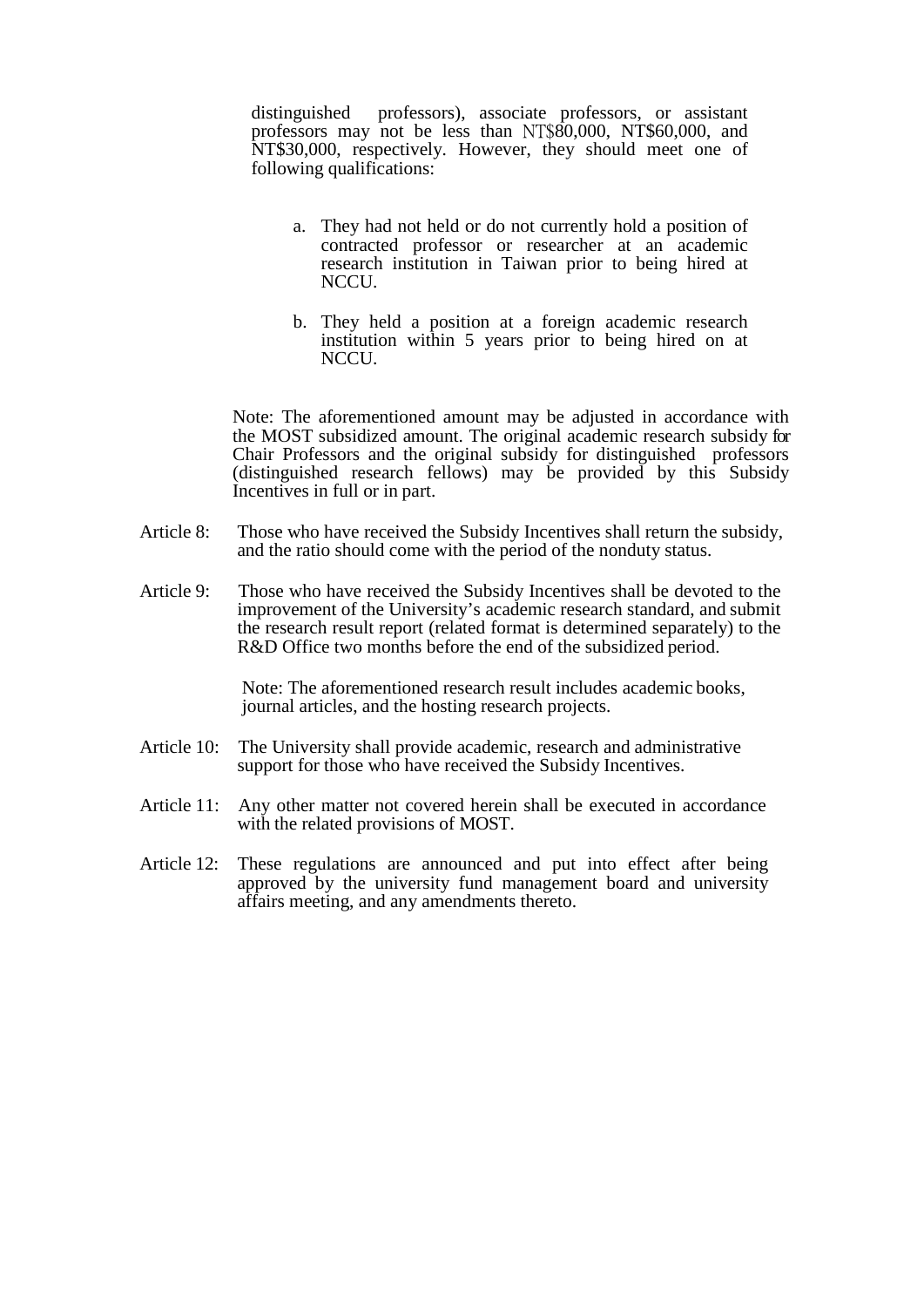distinguished professors), associate professors, or assistant professors may not be less than NT$80,000, NT$60,000, and NT$30,000, respectively. However, they should meet one of following qualifications:

a. They had not held or do not currently hold a position of contracted professor or researcher at an academic research institution in Taiwan prior to being hired at NCCU.

b. They held a position at a foreign academic research institution within 5 years prior to being hired on at NCCU.

Note: The aforementioned amount may be adjusted in accordance with the MOST subsidized amount. The original academic research subsidy for Chair Professors and the original subsidy for distinguished professors (distinguished research fellows) may be provided by this Subsidy Incentives in full or in part.

Article 8: Those who have received the Subsidy Incentives shall return the subsidy, and the ratio should come with the period of the nonduty status.

Article 9: Those who have received the Subsidy Incentives shall be devoted to the improvement of the University's academic research standard, and submit the research result report (related format is determined separately) to the R&D Office two months before the end of the subsidized period.

Note: The aforementioned research result includes academic books, journal articles, and the hosting research projects.

Article 10: The University shall provide academic, research and administrative support for those who have received the Subsidy Incentives.

Article 11: Any other matter not covered herein shall be executed in accordance with the related provisions of MOST.

Article 12: These regulations are announced and put into effect after being approved by the university fund management board and university affairs meeting, and any amendments thereto.